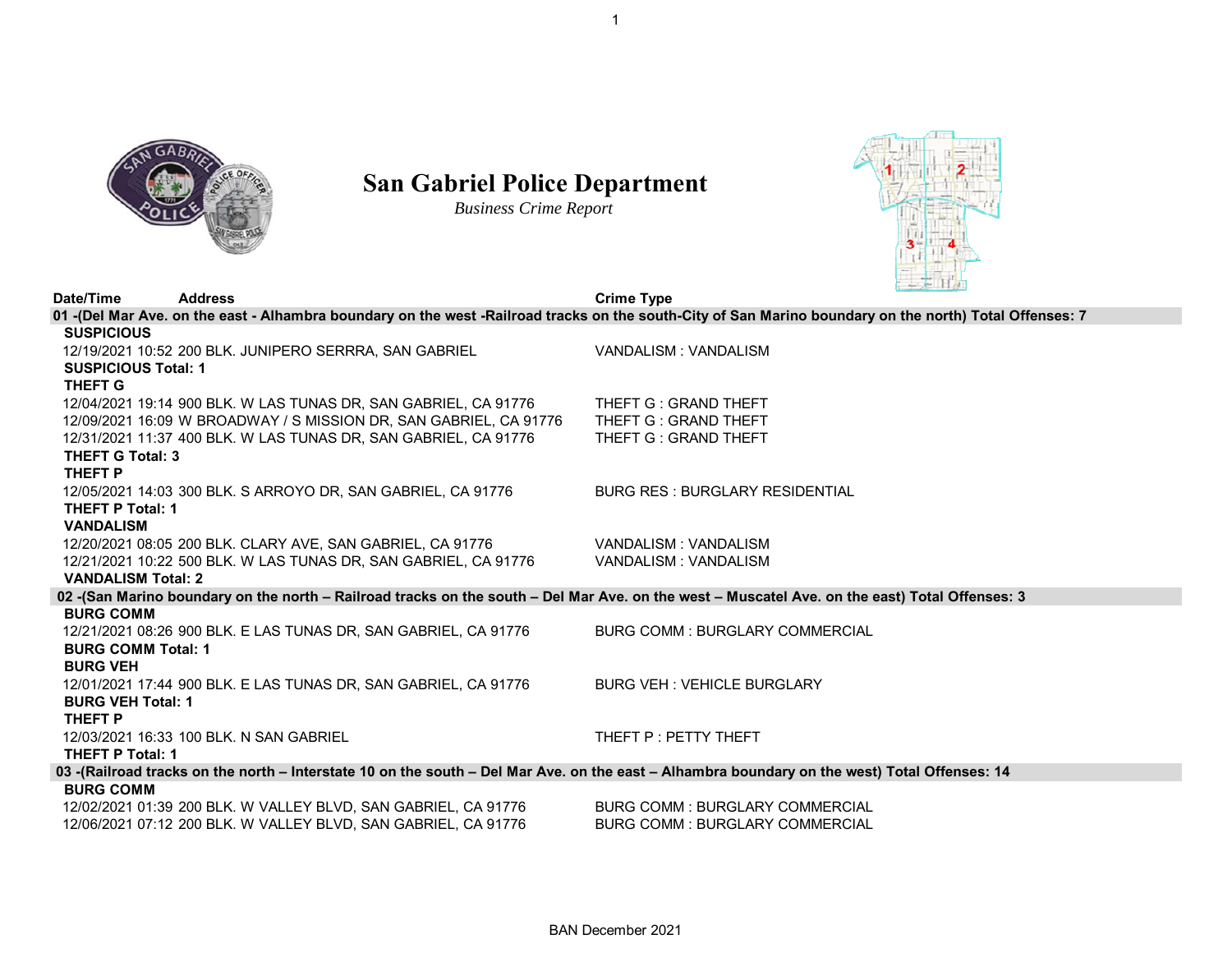# San Gabriel Police Department

*Business Crime Report*

| Date/Time | Address | Crime Type |
|---|---|---|
| **01 -(Del Mar Ave. on the east - Alhambra boundary on the west -Railroad tracks on the south-City of San Marino boundary on the north) Total Offenses: 7** | | |
| **SUSPICIOUS** | | |
| 12/19/2021 10:52 | 200 BLK. JUNIPERO SERRRA, SAN GABRIEL | VANDALISM : VANDALISM |
| **SUSPICIOUS Total: 1** | | |
| **THEFT G** | | |
| 12/04/2021 19:14 | 900 BLK. W LAS TUNAS DR, SAN GABRIEL, CA 91776 | THEFT G : GRAND THEFT |
| 12/09/2021 16:09 | W BROADWAY / S MISSION DR, SAN GABRIEL, CA 91776 | THEFT G : GRAND THEFT |
| 12/31/2021 11:37 | 400 BLK. W LAS TUNAS DR, SAN GABRIEL, CA 91776 | THEFT G : GRAND THEFT |
| **THEFT G Total: 3** | | |
| **THEFT P** | | |
| 12/05/2021 14:03 | 300 BLK. S ARROYO DR, SAN GABRIEL, CA 91776 | BURG RES : BURGLARY RESIDENTIAL |
| **THEFT P Total: 1** | | |
| **VANDALISM** | | |
| 12/20/2021 08:05 | 200 BLK. CLARY AVE, SAN GABRIEL, CA 91776 | VANDALISM : VANDALISM |
| 12/21/2021 10:22 | 500 BLK. W LAS TUNAS DR, SAN GABRIEL, CA 91776 | VANDALISM : VANDALISM |
| **VANDALISM Total: 2** | | |
| **02 -(San Marino boundary on the north – Railroad tracks on the south – Del Mar Ave. on the west – Muscatel Ave. on the east) Total Offenses: 3** | | |
| **BURG COMM** | | |
| 12/21/2021 08:26 | 900 BLK. E LAS TUNAS DR, SAN GABRIEL, CA 91776 | BURG COMM : BURGLARY COMMERCIAL |
| **BURG COMM Total: 1** | | |
| **BURG VEH** | | |
| 12/01/2021 17:44 | 900 BLK. E LAS TUNAS DR, SAN GABRIEL, CA 91776 | BURG VEH : VEHICLE BURGLARY |
| **BURG VEH Total: 1** | | |
| **THEFT P** | | |
| 12/03/2021 16:33 | 100 BLK. N SAN GABRIEL | THEFT P : PETTY THEFT |
| **THEFT P Total: 1** | | |
| **03 -(Railroad tracks on the north – Interstate 10 on the south – Del Mar Ave. on the east – Alhambra boundary on the west) Total Offenses: 14** | | |
| **BURG COMM** | | |
| 12/02/2021 01:39 | 200 BLK. W VALLEY BLVD, SAN GABRIEL, CA 91776 | BURG COMM : BURGLARY COMMERCIAL |
| 12/06/2021 07:12 | 200 BLK. W VALLEY BLVD, SAN GABRIEL, CA 91776 | BURG COMM : BURGLARY COMMERCIAL |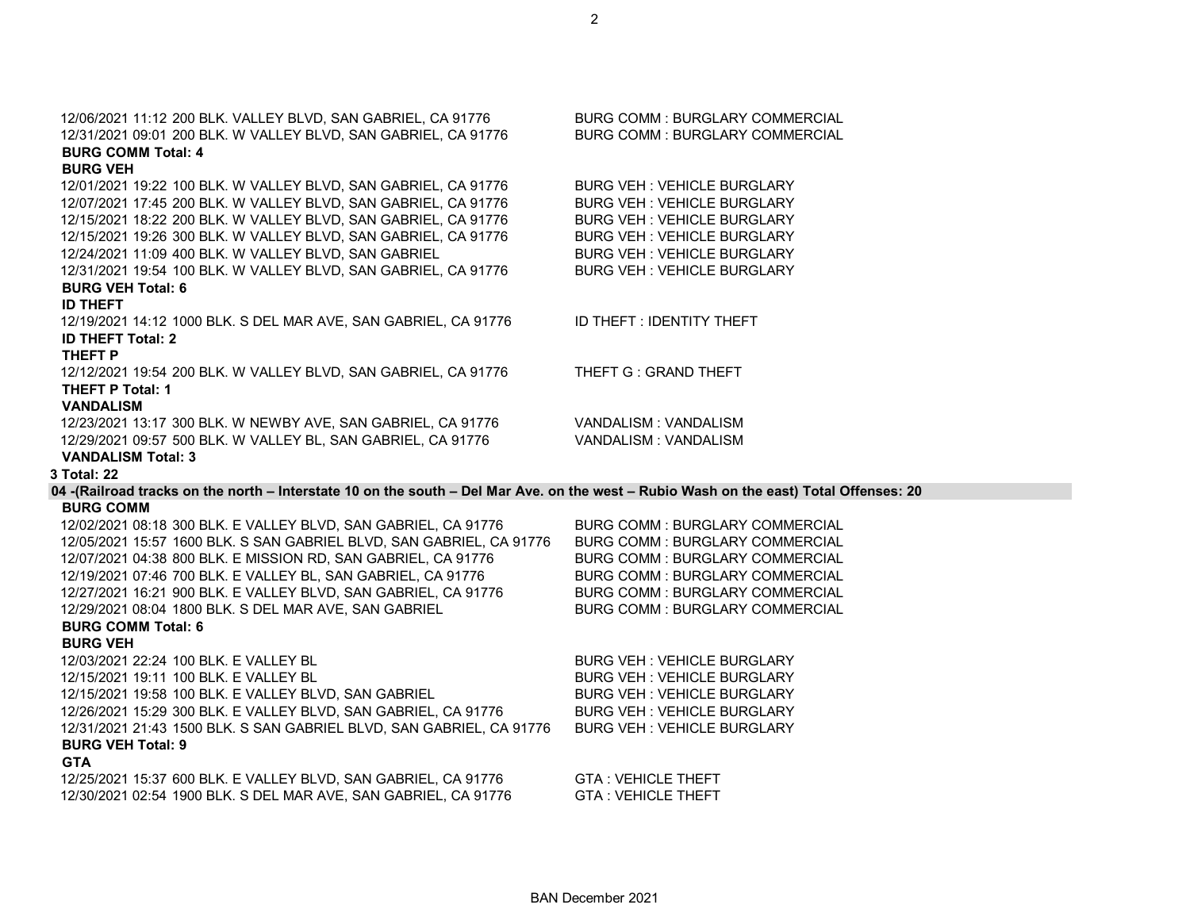12/06/2021 11:12 200 BLK. VALLEY BLVD, SAN GABRIEL, CA 91776 BURG COMM : BURGLARY COMMERCIAL
12/31/2021 09:01 200 BLK. W VALLEY BLVD, SAN GABRIEL, CA 91776 BURG COMM : BURGLARY COMMERCIAL

**BURG COMM Total: 4**

**BURG VEH**

12/01/2021 19:22 100 BLK. W VALLEY BLVD, SAN GABRIEL, CA 91776 BURG VEH : VEHICLE BURGLARY
12/07/2021 17:45 200 BLK. W VALLEY BLVD, SAN GABRIEL, CA 91776 BURG VEH : VEHICLE BURGLARY
12/15/2021 18:22 200 BLK. W VALLEY BLVD, SAN GABRIEL, CA 91776 BURG VEH : VEHICLE BURGLARY
12/15/2021 19:26 300 BLK. W VALLEY BLVD, SAN GABRIEL, CA 91776 BURG VEH : VEHICLE BURGLARY
12/24/2021 11:09 400 BLK. W VALLEY BLVD, SAN GABRIEL BURG VEH : VEHICLE BURGLARY
12/31/2021 19:54 100 BLK. W VALLEY BLVD, SAN GABRIEL, CA 91776 BURG VEH : VEHICLE BURGLARY

**BURG VEH Total: 6**

**ID THEFT**

12/19/2021 14:12 1000 BLK. S DEL MAR AVE, SAN GABRIEL, CA 91776 ID THEFT : IDENTITY THEFT

**ID THEFT Total: 2**

**THEFT P**

12/12/2021 19:54 200 BLK. W VALLEY BLVD, SAN GABRIEL, CA 91776 THEFT G : GRAND THEFT

**THEFT P Total: 1**

**VANDALISM**

12/23/2021 13:17 300 BLK. W NEWBY AVE, SAN GABRIEL, CA 91776 VANDALISM : VANDALISM
12/29/2021 09:57 500 BLK. W VALLEY BL, SAN GABRIEL, CA 91776 VANDALISM : VANDALISM

**VANDALISM Total: 3**

**3 Total: 22**

**04 -(Railroad tracks on the north – Interstate 10 on the south – Del Mar Ave. on the west – Rubio Wash on the east) Total Offenses: 20**

**BURG COMM**

12/02/2021 08:18 300 BLK. E VALLEY BLVD, SAN GABRIEL, CA 91776 BURG COMM : BURGLARY COMMERCIAL
12/05/2021 15:57 1600 BLK. S SAN GABRIEL BLVD, SAN GABRIEL, CA 91776 BURG COMM : BURGLARY COMMERCIAL
12/07/2021 04:38 800 BLK. E MISSION RD, SAN GABRIEL, CA 91776 BURG COMM : BURGLARY COMMERCIAL
12/19/2021 07:46 700 BLK. E VALLEY BL, SAN GABRIEL, CA 91776 BURG COMM : BURGLARY COMMERCIAL
12/27/2021 16:21 900 BLK. E VALLEY BLVD, SAN GABRIEL, CA 91776 BURG COMM : BURGLARY COMMERCIAL
12/29/2021 08:04 1800 BLK. S DEL MAR AVE, SAN GABRIEL BURG COMM : BURGLARY COMMERCIAL

**BURG COMM Total: 6**

**BURG VEH**

12/03/2021 22:24 100 BLK. E VALLEY BL BURG VEH : VEHICLE BURGLARY
12/15/2021 19:11 100 BLK. E VALLEY BL BURG VEH : VEHICLE BURGLARY
12/15/2021 19:58 100 BLK. E VALLEY BLVD, SAN GABRIEL BURG VEH : VEHICLE BURGLARY
12/26/2021 15:29 300 BLK. E VALLEY BLVD, SAN GABRIEL, CA 91776 BURG VEH : VEHICLE BURGLARY
12/31/2021 21:43 1500 BLK. S SAN GABRIEL BLVD, SAN GABRIEL, CA 91776 BURG VEH : VEHICLE BURGLARY

**BURG VEH Total: 9**

**GTA**

12/25/2021 15:37 600 BLK. E VALLEY BLVD, SAN GABRIEL, CA 91776 GTA : VEHICLE THEFT
12/30/2021 02:54 1900 BLK. S DEL MAR AVE, SAN GABRIEL, CA 91776 GTA : VEHICLE THEFT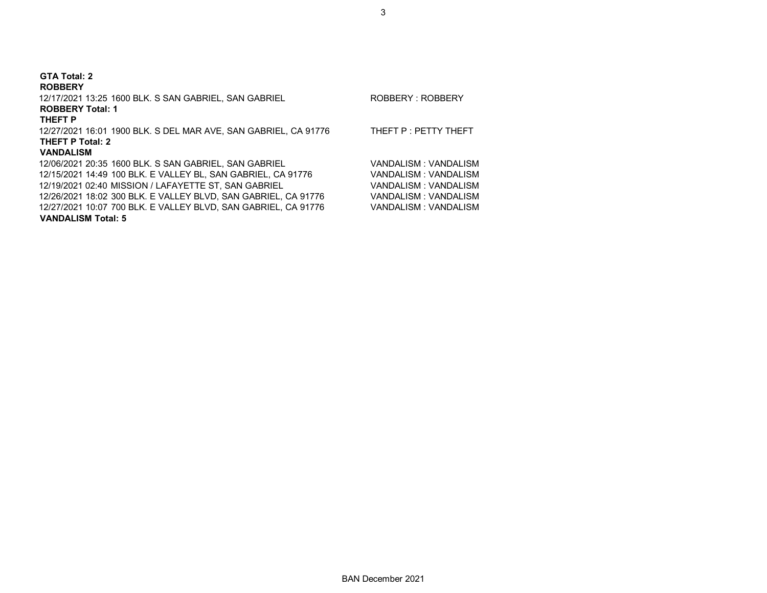**GTA Total: 2**

**ROBBERY**

| | |
|---|---|
| 12/17/2021 13:25 1600 BLK. S SAN GABRIEL, SAN GABRIEL | ROBBERY : ROBBERY |

**ROBBERY Total: 1**

**THEFT P**

| | |
|---|---|
| 12/27/2021 16:01 1900 BLK. S DEL MAR AVE, SAN GABRIEL, CA 91776 | THEFT P : PETTY THEFT |

**THEFT P Total: 2**

**VANDALISM**

| | |
|---|---|
| 12/06/2021 20:35 1600 BLK. S SAN GABRIEL, SAN GABRIEL | VANDALISM : VANDALISM |
| 12/15/2021 14:49 100 BLK. E VALLEY BL, SAN GABRIEL, CA 91776 | VANDALISM : VANDALISM |
| 12/19/2021 02:40 MISSION / LAFAYETTE ST, SAN GABRIEL | VANDALISM : VANDALISM |
| 12/26/2021 18:02 300 BLK. E VALLEY BLVD, SAN GABRIEL, CA 91776 | VANDALISM : VANDALISM |
| 12/27/2021 10:07 700 BLK. E VALLEY BLVD, SAN GABRIEL, CA 91776 | VANDALISM : VANDALISM |

**VANDALISM Total: 5**